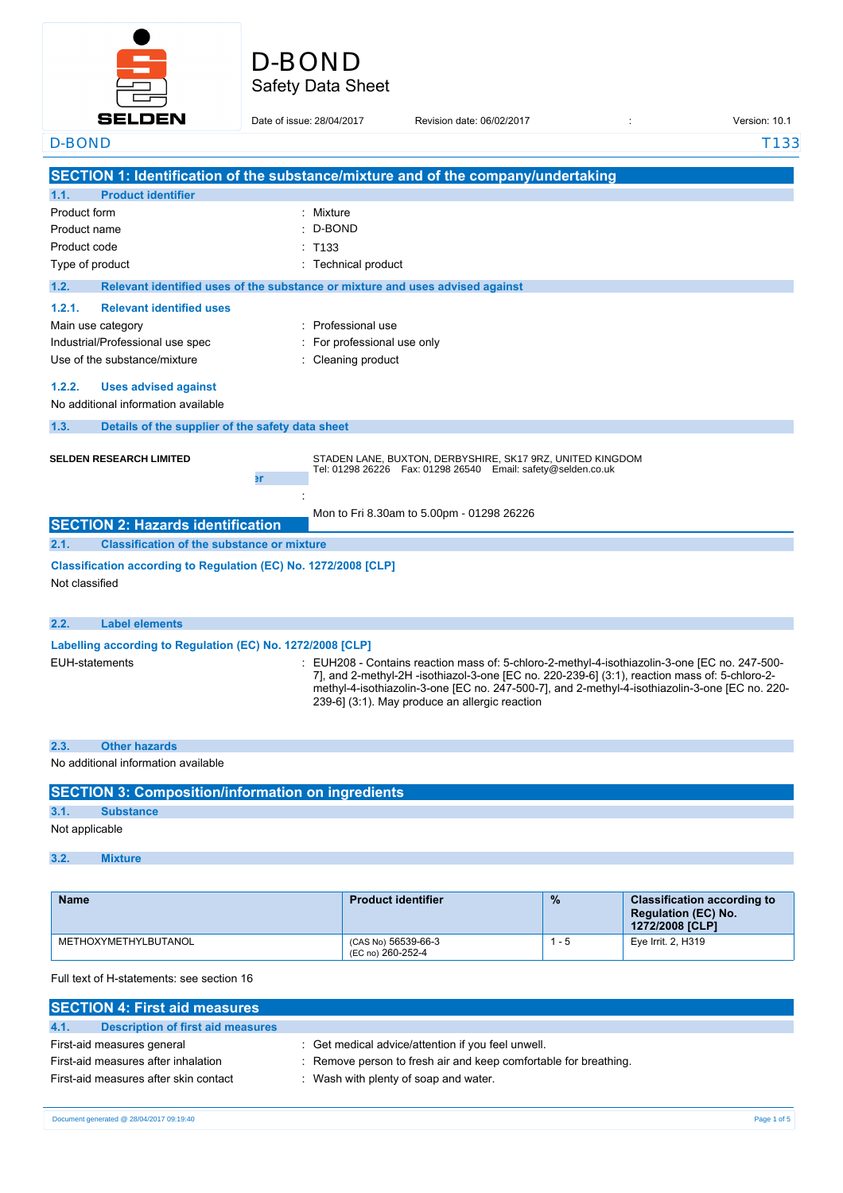# D-BOND
## Safety Data Sheet

Date of issue: 28/04/2017 Revision date: 06/02/2017 : Version: 10.1

D-BOND T133

## SECTION 1: Identification of the substance/mixture and of the company/undertaking

### 1.1. Product identifier

| | |
|---|---|
| Product form | : Mixture |
| Product name | : D-BOND |
| Product code | : T133 |
| Type of product | : Technical product |

### 1.2. Relevant identified uses of the substance or mixture and uses advised against

#### 1.2.1. Relevant identified uses

| | |
|---|---|
| Main use category | : Professional use |
| Industrial/Professional use spec | : For professional use only |
| Use of the substance/mixture | : Cleaning product |

#### 1.2.2. Uses advised against

No additional information available

### 1.3. Details of the supplier of the safety data sheet

**SELDEN RESEARCH LIMITED**

STADEN LANE, BUXTON, DERBYSHIRE, SK17 9RZ, UNITED KINGDOM
Tel: 01298 26226 Fax: 01298 26540 Email: safety@selden.co.uk

er

:

Mon to Fri 8.30am to 5.00pm - 01298 26226

## SECTION 2: Hazards identification

### 2.1. Classification of the substance or mixture

**Classification according to Regulation (EC) No. 1272/2008 [CLP]**

Not classified

### 2.2. Label elements

**Labelling according to Regulation (EC) No. 1272/2008 [CLP]**

EUH-statements : EUH208 - Contains reaction mass of: 5-chloro-2-methyl-4-isothiazolin-3-one [EC no. 247-500-7], and 2-methyl-2H -isothiazol-3-one [EC no. 220-239-6] (3:1), reaction mass of: 5-chloro-2-methyl-4-isothiazolin-3-one [EC no. 247-500-7], and 2-methyl-4-isothiazolin-3-one [EC no. 220-239-6] (3:1). May produce an allergic reaction

### 2.3. Other hazards

No additional information available

## SECTION 3: Composition/information on ingredients

### 3.1. Substance

Not applicable

### 3.2. Mixture

| Name | Product identifier | % | Classification according to Regulation (EC) No. 1272/2008 [CLP] |
|---|---|---|---|
| METHOXYMETHYLBUTANOL | (CAS No) 56539-66-3<br>(EC no) 260-252-4 | 1 - 5 | Eye Irrit. 2, H319 |

Full text of H-statements: see section 16

## SECTION 4: First aid measures

### 4.1. Description of first aid measures

| | |
|---|---|
| First-aid measures general | : Get medical advice/attention if you feel unwell. |
| First-aid measures after inhalation | : Remove person to fresh air and keep comfortable for breathing. |
| First-aid measures after skin contact | : Wash with plenty of soap and water. |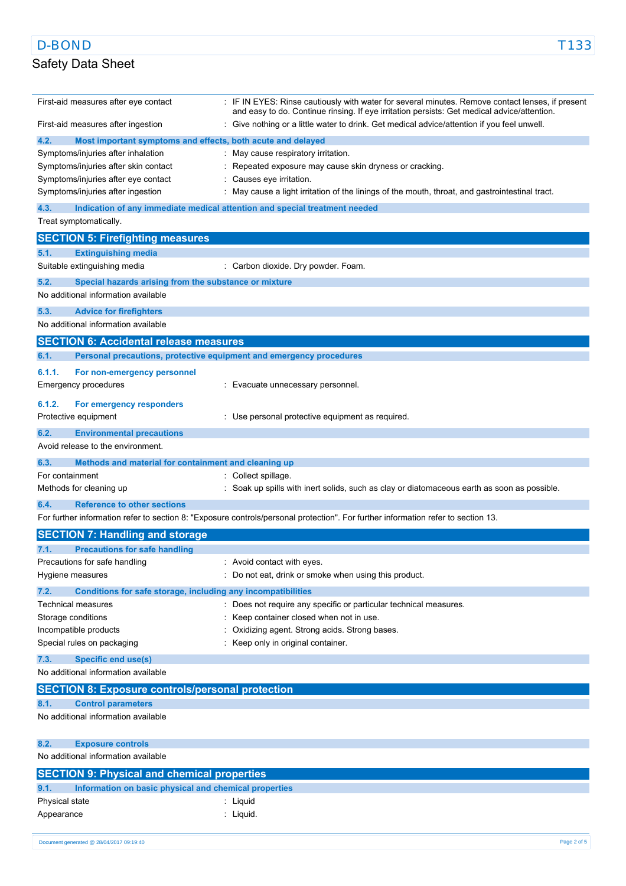| | |
|---|---|
| First-aid measures after eye contact | : IF IN EYES: Rinse cautiously with water for several minutes. Remove contact lenses, if present and easy to do. Continue rinsing. If eye irritation persists: Get medical advice/attention. |
| First-aid measures after ingestion | : Give nothing or a little water to drink. Get medical advice/attention if you feel unwell. |

### 4.2. Most important symptoms and effects, both acute and delayed

| | |
|---|---|
| Symptoms/injuries after inhalation | : May cause respiratory irritation. |
| Symptoms/injuries after skin contact | : Repeated exposure may cause skin dryness or cracking. |
| Symptoms/injuries after eye contact | : Causes eye irritation. |
| Symptoms/injuries after ingestion | : May cause a light irritation of the linings of the mouth, throat, and gastrointestinal tract. |

### 4.3. Indication of any immediate medical attention and special treatment needed

Treat symptomatically.

## SECTION 5: Firefighting measures

### 5.1. Extinguishing media

| | |
|---|---|
| Suitable extinguishing media | : Carbon dioxide. Dry powder. Foam. |

### 5.2. Special hazards arising from the substance or mixture

No additional information available

### 5.3. Advice for firefighters

No additional information available

## SECTION 6: Accidental release measures

### 6.1. Personal precautions, protective equipment and emergency procedures

#### 6.1.1. For non-emergency personnel

| | |
|---|---|
| Emergency procedures | : Evacuate unnecessary personnel. |

#### 6.1.2. For emergency responders

| | |
|---|---|
| Protective equipment | : Use personal protective equipment as required. |

### 6.2. Environmental precautions

Avoid release to the environment.

### 6.3. Methods and material for containment and cleaning up

| | |
|---|---|
| For containment | : Collect spillage. |
| Methods for cleaning up | : Soak up spills with inert solids, such as clay or diatomaceous earth as soon as possible. |

### 6.4. Reference to other sections

For further information refer to section 8: "Exposure controls/personal protection". For further information refer to section 13.

## SECTION 7: Handling and storage

### 7.1. Precautions for safe handling

| | |
|---|---|
| Precautions for safe handling | : Avoid contact with eyes. |
| Hygiene measures | : Do not eat, drink or smoke when using this product. |

### 7.2. Conditions for safe storage, including any incompatibilities

| | |
|---|---|
| Technical measures | : Does not require any specific or particular technical measures. |
| Storage conditions | : Keep container closed when not in use. |
| Incompatible products | : Oxidizing agent. Strong acids. Strong bases. |
| Special rules on packaging | : Keep only in original container. |

### 7.3. Specific end use(s)

No additional information available

## SECTION 8: Exposure controls/personal protection

### 8.1. Control parameters

No additional information available

### 8.2. Exposure controls

No additional information available

## SECTION 9: Physical and chemical properties

### 9.1. Information on basic physical and chemical properties

| | |
|---|---|
| Physical state | : Liquid |
| Appearance | : Liquid. |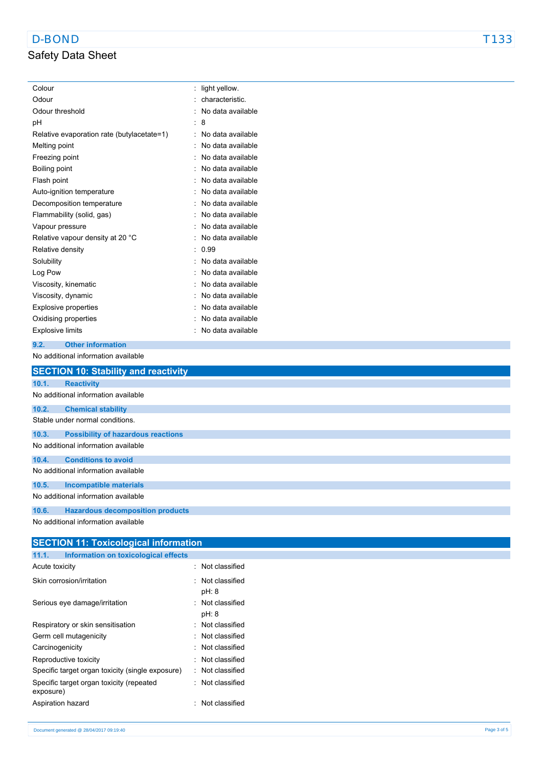| | |
|---|---|
| Colour | : light yellow. |
| Odour | : characteristic. |
| Odour threshold | : No data available |
| pH | : 8 |
| Relative evaporation rate (butylacetate=1) | : No data available |
| Melting point | : No data available |
| Freezing point | : No data available |
| Boiling point | : No data available |
| Flash point | : No data available |
| Auto-ignition temperature | : No data available |
| Decomposition temperature | : No data available |
| Flammability (solid, gas) | : No data available |
| Vapour pressure | : No data available |
| Relative vapour density at 20 °C | : No data available |
| Relative density | : 0.99 |
| Solubility | : No data available |
| Log Pow | : No data available |
| Viscosity, kinematic | : No data available |
| Viscosity, dynamic | : No data available |
| Explosive properties | : No data available |
| Oxidising properties | : No data available |
| Explosive limits | : No data available |

### 9.2. Other information

No additional information available

## SECTION 10: Stability and reactivity

### 10.1. Reactivity

No additional information available

### 10.2. Chemical stability

Stable under normal conditions.

### 10.3. Possibility of hazardous reactions

No additional information available

### 10.4. Conditions to avoid

No additional information available

### 10.5. Incompatible materials

No additional information available

### 10.6. Hazardous decomposition products

No additional information available

## SECTION 11: Toxicological information

### 11.1. Information on toxicological effects

| | |
|---|---|
| Acute toxicity | : Not classified |
| Skin corrosion/irritation | : Not classified<br>pH: 8 |
| Serious eye damage/irritation | : Not classified<br>pH: 8 |
| Respiratory or skin sensitisation | : Not classified |
| Germ cell mutagenicity | : Not classified |
| Carcinogenicity | : Not classified |
| Reproductive toxicity | : Not classified |
| Specific target organ toxicity (single exposure) | : Not classified |
| Specific target organ toxicity (repeated exposure) | : Not classified |
| Aspiration hazard | : Not classified |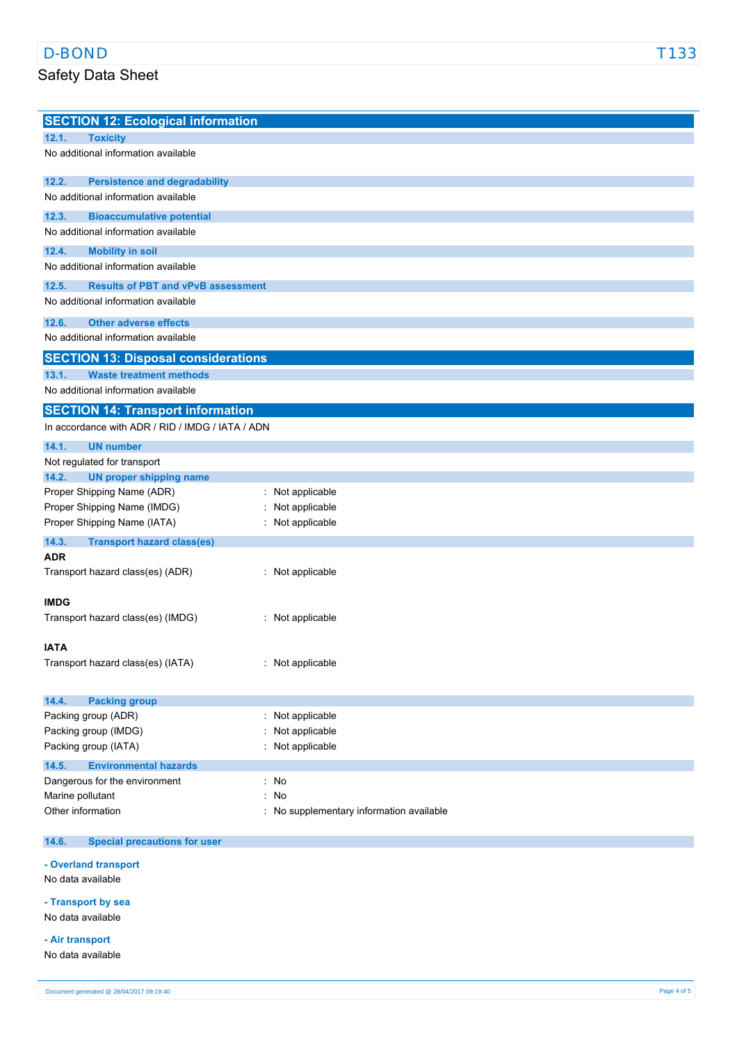## SECTION 12: Ecological information

### 12.1. Toxicity

No additional information available

### 12.2. Persistence and degradability

No additional information available

### 12.3. Bioaccumulative potential

No additional information available

### 12.4. Mobility in soil

No additional information available

### 12.5. Results of PBT and vPvB assessment

No additional information available

### 12.6. Other adverse effects

No additional information available

## SECTION 13: Disposal considerations

### 13.1. Waste treatment methods

No additional information available

## SECTION 14: Transport information

In accordance with ADR / RID / IMDG / IATA / ADN

### 14.1. UN number

Not regulated for transport

### 14.2. UN proper shipping name

Proper Shipping Name (ADR) : Not applicable
Proper Shipping Name (IMDG) : Not applicable
Proper Shipping Name (IATA) : Not applicable

### 14.3. Transport hazard class(es)

**ADR**

Transport hazard class(es) (ADR) : Not applicable

**IMDG**

Transport hazard class(es) (IMDG) : Not applicable

**IATA**

Transport hazard class(es) (IATA) : Not applicable

### 14.4. Packing group

Packing group (ADR) : Not applicable
Packing group (IMDG) : Not applicable
Packing group (IATA) : Not applicable

### 14.5. Environmental hazards

Dangerous for the environment : No
Marine pollutant : No
Other information : No supplementary information available

### 14.6. Special precautions for user

**- Overland transport**

No data available

**- Transport by sea**

No data available

**- Air transport**

No data available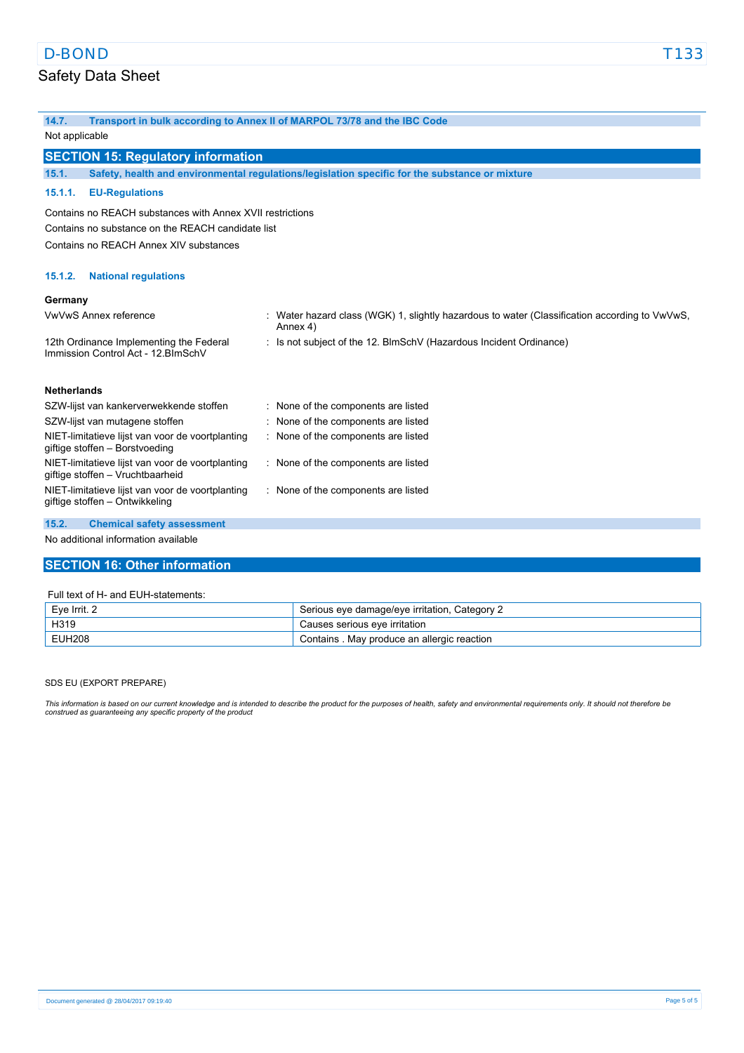### 14.7. Transport in bulk according to Annex II of MARPOL 73/78 and the IBC Code

Not applicable

## SECTION 15: Regulatory information

### 15.1. Safety, health and environmental regulations/legislation specific for the substance or mixture

#### 15.1.1. EU-Regulations

Contains no REACH substances with Annex XVII restrictions

Contains no substance on the REACH candidate list

Contains no REACH Annex XIV substances

#### 15.1.2. National regulations

**Germany**

| | |
|---|---|
| VwVwS Annex reference | : Water hazard class (WGK) 1, slightly hazardous to water (Classification according to VwVwS, Annex 4) |
| 12th Ordinance Implementing the Federal Immission Control Act - 12.BImSchV | : Is not subject of the 12. BlmSchV (Hazardous Incident Ordinance) |

**Netherlands**

| | |
|---|---|
| SZW-lijst van kankerverwekkende stoffen | : None of the components are listed |
| SZW-lijst van mutagene stoffen | : None of the components are listed |
| NIET-limitatieve lijst van voor de voortplanting giftige stoffen – Borstvoeding | : None of the components are listed |
| NIET-limitatieve lijst van voor de voortplanting giftige stoffen – Vruchtbaarheid | : None of the components are listed |
| NIET-limitatieve lijst van voor de voortplanting giftige stoffen – Ontwikkeling | : None of the components are listed |

### 15.2. Chemical safety assessment

No additional information available

## SECTION 16: Other information

Full text of H- and EUH-statements:

| | |
|---|---|
| Eye Irrit. 2 | Serious eye damage/eye irritation, Category 2 |
| H319 | Causes serious eye irritation |
| EUH208 | Contains . May produce an allergic reaction |

SDS EU (EXPORT PREPARE)

*This information is based on our current knowledge and is intended to describe the product for the purposes of health, safety and environmental requirements only. It should not therefore be construed as guaranteeing any specific property of the product*